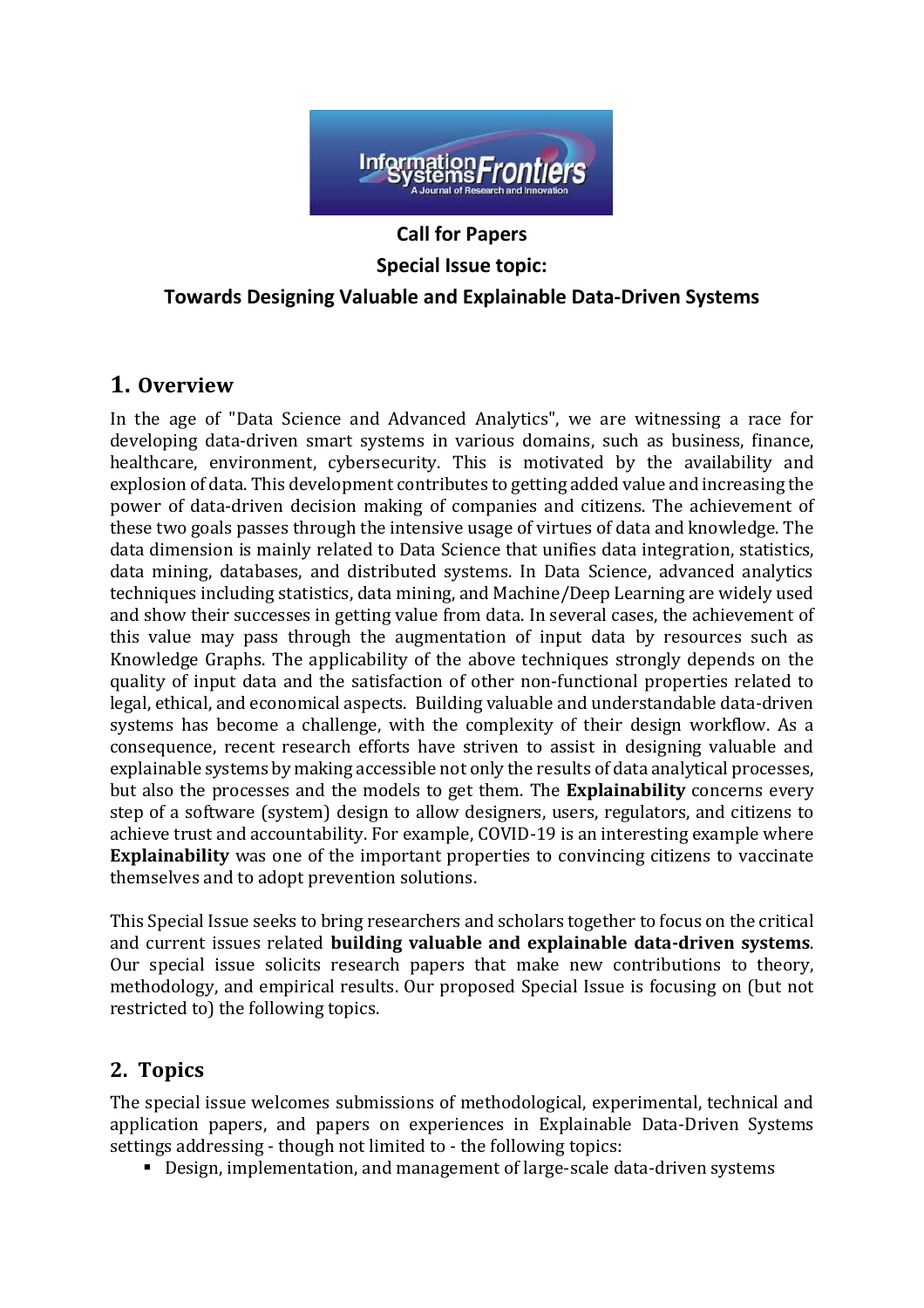**Call for Papers**

**Special Issue topic:**

**Towards Designing Valuable and Explainable Data-Driven Systems**

## 1. Overview

In the age of "Data Science and Advanced Analytics", we are witnessing a race for developing data-driven smart systems in various domains, such as business, finance, healthcare, environment, cybersecurity. This is motivated by the availability and explosion of data. This development contributes to getting added value and increasing the power of data-driven decision making of companies and citizens. The achievement of these two goals passes through the intensive usage of virtues of data and knowledge. The data dimension is mainly related to Data Science that unifies data integration, statistics, data mining, databases, and distributed systems. In Data Science, advanced analytics techniques including statistics, data mining, and Machine/Deep Learning are widely used and show their successes in getting value from data. In several cases, the achievement of this value may pass through the augmentation of input data by resources such as Knowledge Graphs. The applicability of the above techniques strongly depends on the quality of input data and the satisfaction of other non-functional properties related to legal, ethical, and economical aspects. Building valuable and understandable data-driven systems has become a challenge, with the complexity of their design workflow. As a consequence, recent research efforts have striven to assist in designing valuable and explainable systems by making accessible not only the results of data analytical processes, but also the processes and the models to get them. The **Explainability** concerns every step of a software (system) design to allow designers, users, regulators, and citizens to achieve trust and accountability. For example, COVID-19 is an interesting example where **Explainability** was one of the important properties to convincing citizens to vaccinate themselves and to adopt prevention solutions.

This Special Issue seeks to bring researchers and scholars together to focus on the critical and current issues related **building valuable and explainable data-driven systems**. Our special issue solicits research papers that make new contributions to theory, methodology, and empirical results. Our proposed Special Issue is focusing on (but not restricted to) the following topics.

## 2. Topics

The special issue welcomes submissions of methodological, experimental, technical and application papers, and papers on experiences in Explainable Data-Driven Systems settings addressing - though not limited to - the following topics:

- Design, implementation, and management of large-scale data-driven systems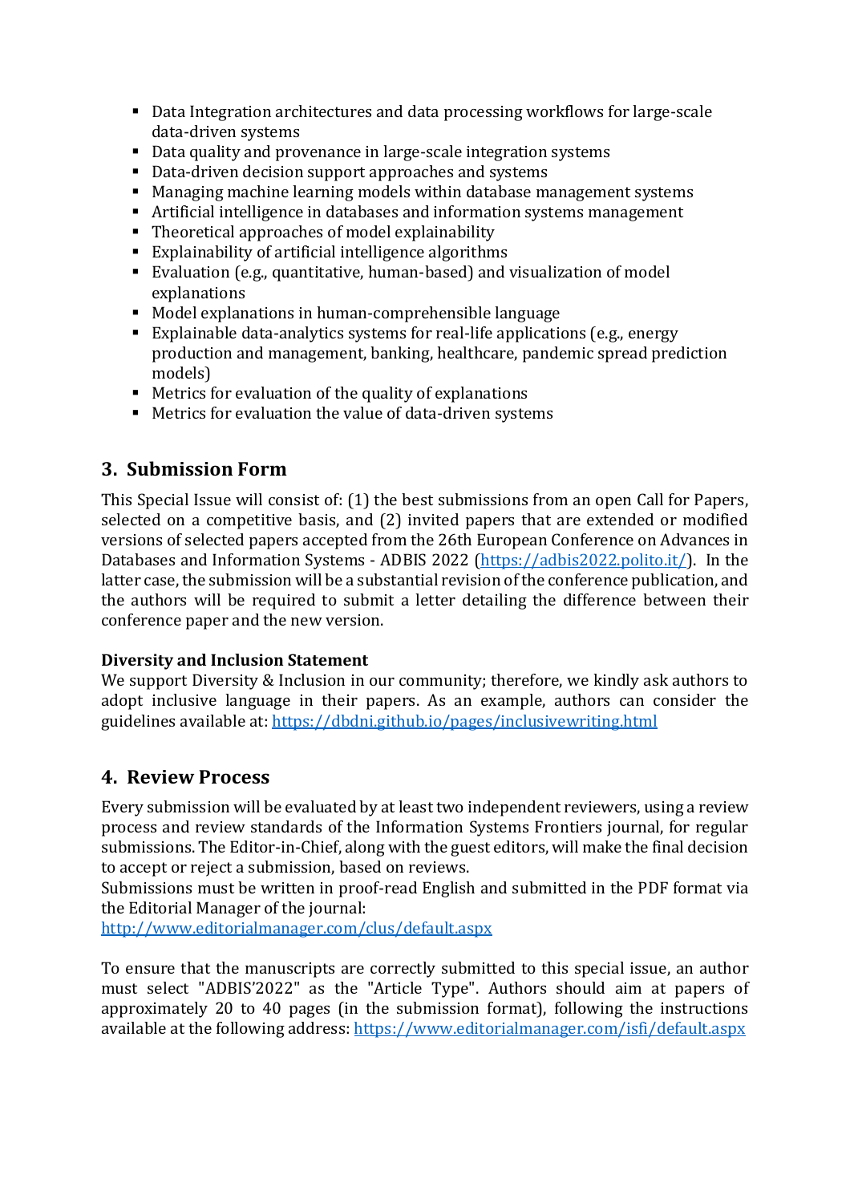- Data Integration architectures and data processing workflows for large-scale data-driven systems
- Data quality and provenance in large-scale integration systems
- Data-driven decision support approaches and systems
- Managing machine learning models within database management systems
- Artificial intelligence in databases and information systems management
- Theoretical approaches of model explainability
- Explainability of artificial intelligence algorithms
- Evaluation (e.g., quantitative, human-based) and visualization of model explanations
- Model explanations in human-comprehensible language
- Explainable data-analytics systems for real-life applications (e.g., energy production and management, banking, healthcare, pandemic spread prediction models)
- Metrics for evaluation of the quality of explanations
- Metrics for evaluation the value of data-driven systems

## 3. Submission Form

This Special Issue will consist of: (1) the best submissions from an open Call for Papers, selected on a competitive basis, and (2) invited papers that are extended or modified versions of selected papers accepted from the 26th European Conference on Advances in Databases and Information Systems - ADBIS 2022 (https://adbis2022.polito.it/). In the latter case, the submission will be a substantial revision of the conference publication, and the authors will be required to submit a letter detailing the difference between their conference paper and the new version.

**Diversity and Inclusion Statement**

We support Diversity & Inclusion in our community; therefore, we kindly ask authors to adopt inclusive language in their papers. As an example, authors can consider the guidelines available at: https://dbdni.github.io/pages/inclusivewriting.html

## 4. Review Process

Every submission will be evaluated by at least two independent reviewers, using a review process and review standards of the Information Systems Frontiers journal, for regular submissions. The Editor-in-Chief, along with the guest editors, will make the final decision to accept or reject a submission, based on reviews.

Submissions must be written in proof-read English and submitted in the PDF format via the Editorial Manager of the journal:
http://www.editorialmanager.com/clus/default.aspx

To ensure that the manuscripts are correctly submitted to this special issue, an author must select "ADBIS'2022" as the "Article Type". Authors should aim at papers of approximately 20 to 40 pages (in the submission format), following the instructions available at the following address: https://www.editorialmanager.com/isfi/default.aspx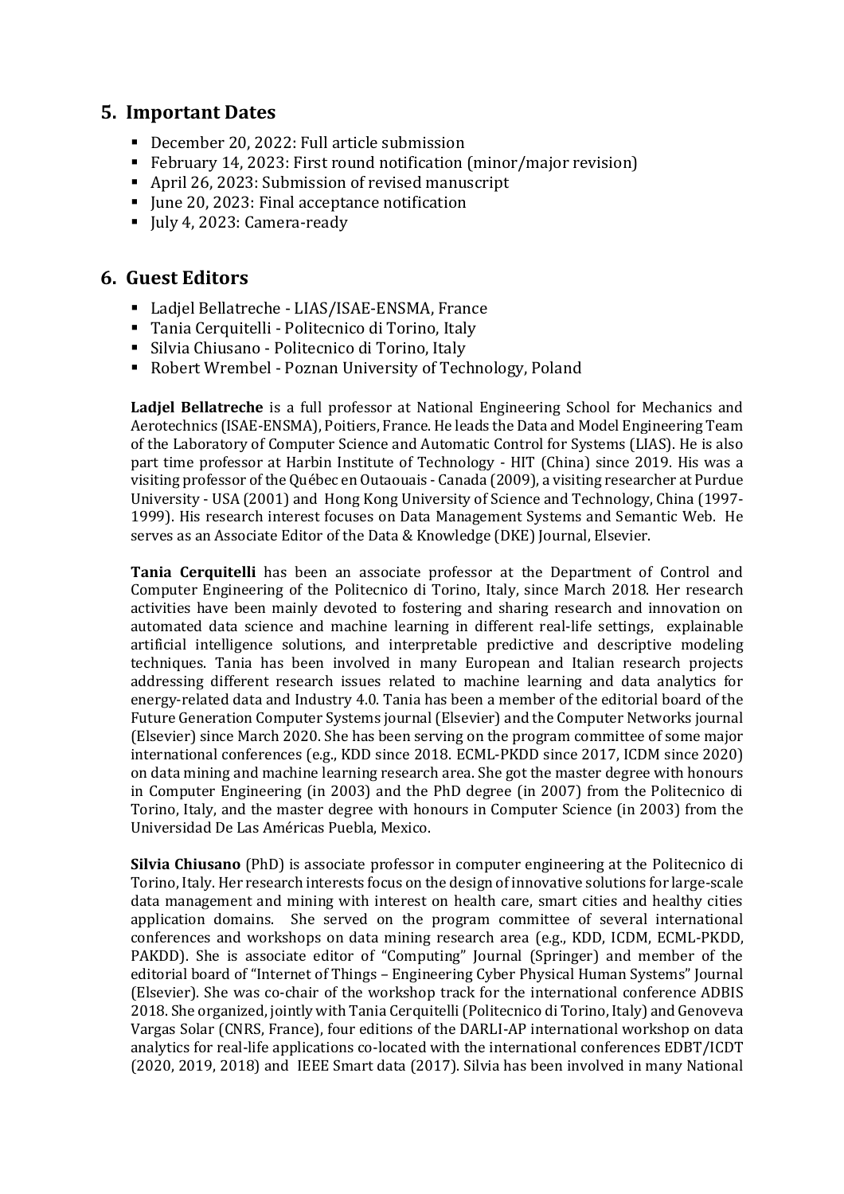## 5. Important Dates

- December 20, 2022: Full article submission
- February 14, 2023: First round notification (minor/major revision)
- April 26, 2023: Submission of revised manuscript
- June 20, 2023: Final acceptance notification
- July 4, 2023: Camera-ready

## 6. Guest Editors

- Ladjel Bellatreche - LIAS/ISAE-ENSMA, France
- Tania Cerquitelli - Politecnico di Torino, Italy
- Silvia Chiusano - Politecnico di Torino, Italy
- Robert Wrembel - Poznan University of Technology, Poland

**Ladjel Bellatreche** is a full professor at National Engineering School for Mechanics and Aerotechnics (ISAE-ENSMA), Poitiers, France. He leads the Data and Model Engineering Team of the Laboratory of Computer Science and Automatic Control for Systems (LIAS). He is also part time professor at Harbin Institute of Technology - HIT (China) since 2019. His was a visiting professor of the Québec en Outaouais - Canada (2009), a visiting researcher at Purdue University - USA (2001) and Hong Kong University of Science and Technology, China (1997-1999). His research interest focuses on Data Management Systems and Semantic Web. He serves as an Associate Editor of the Data & Knowledge (DKE) Journal, Elsevier.

**Tania Cerquitelli** has been an associate professor at the Department of Control and Computer Engineering of the Politecnico di Torino, Italy, since March 2018. Her research activities have been mainly devoted to fostering and sharing research and innovation on automated data science and machine learning in different real-life settings, explainable artificial intelligence solutions, and interpretable predictive and descriptive modeling techniques. Tania has been involved in many European and Italian research projects addressing different research issues related to machine learning and data analytics for energy-related data and Industry 4.0. Tania has been a member of the editorial board of the Future Generation Computer Systems journal (Elsevier) and the Computer Networks journal (Elsevier) since March 2020. She has been serving on the program committee of some major international conferences (e.g., KDD since 2018. ECML-PKDD since 2017, ICDM since 2020) on data mining and machine learning research area. She got the master degree with honours in Computer Engineering (in 2003) and the PhD degree (in 2007) from the Politecnico di Torino, Italy, and the master degree with honours in Computer Science (in 2003) from the Universidad De Las Américas Puebla, Mexico.

**Silvia Chiusano** (PhD) is associate professor in computer engineering at the Politecnico di Torino, Italy. Her research interests focus on the design of innovative solutions for large-scale data management and mining with interest on health care, smart cities and healthy cities application domains. She served on the program committee of several international conferences and workshops on data mining research area (e.g., KDD, ICDM, ECML-PKDD, PAKDD). She is associate editor of "Computing" Journal (Springer) and member of the editorial board of "Internet of Things – Engineering Cyber Physical Human Systems" Journal (Elsevier). She was co-chair of the workshop track for the international conference ADBIS 2018. She organized, jointly with Tania Cerquitelli (Politecnico di Torino, Italy) and Genoveva Vargas Solar (CNRS, France), four editions of the DARLI-AP international workshop on data analytics for real-life applications co-located with the international conferences EDBT/ICDT (2020, 2019, 2018) and IEEE Smart data (2017). Silvia has been involved in many National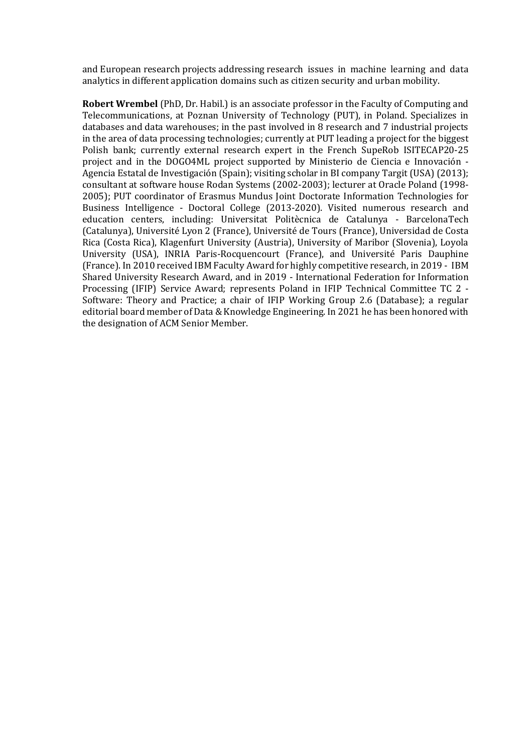and European research projects addressing research issues in machine learning and data analytics in different application domains such as citizen security and urban mobility.

**Robert Wrembel** (PhD, Dr. Habil.) is an associate professor in the Faculty of Computing and Telecommunications, at Poznan University of Technology (PUT), in Poland. Specializes in databases and data warehouses; in the past involved in 8 research and 7 industrial projects in the area of data processing technologies; currently at PUT leading a project for the biggest Polish bank; currently external research expert in the French SupeRob ISITECAP20-25 project and in the DOGO4ML project supported by Ministerio de Ciencia e Innovación - Agencia Estatal de Investigación (Spain); visiting scholar in BI company Targit (USA) (2013); consultant at software house Rodan Systems (2002-2003); lecturer at Oracle Poland (1998-2005); PUT coordinator of Erasmus Mundus Joint Doctorate Information Technologies for Business Intelligence - Doctoral College (2013-2020). Visited numerous research and education centers, including: Universitat Politècnica de Catalunya - BarcelonaTech (Catalunya), Université Lyon 2 (France), Université de Tours (France), Universidad de Costa Rica (Costa Rica), Klagenfurt University (Austria), University of Maribor (Slovenia), Loyola University (USA), INRIA Paris-Rocquencourt (France), and Université Paris Dauphine (France). In 2010 received IBM Faculty Award for highly competitive research, in 2019 - IBM Shared University Research Award, and in 2019 - International Federation for Information Processing (IFIP) Service Award; represents Poland in IFIP Technical Committee TC 2 - Software: Theory and Practice; a chair of IFIP Working Group 2.6 (Database); a regular editorial board member of Data & Knowledge Engineering. In 2021 he has been honored with the designation of ACM Senior Member.